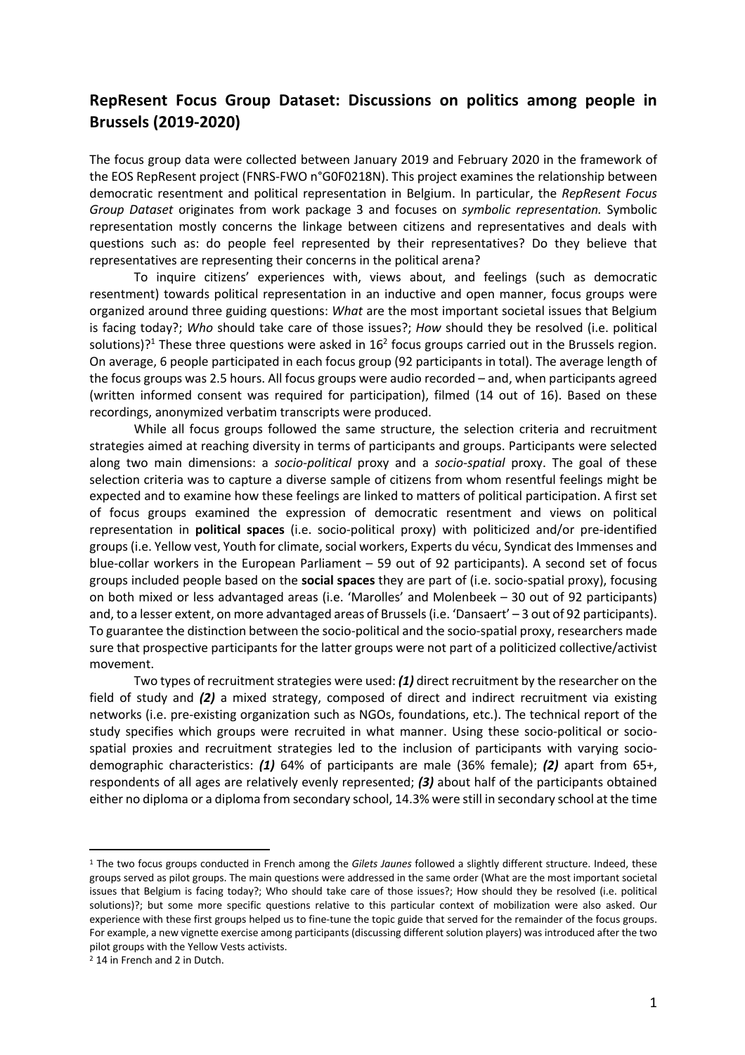## RepResent Focus Group Dataset: Discussions on politics among people in Brussels (2019-2020)

The focus group data were collected between January 2019 and February 2020 in the framework of the EOS RepResent project (FNRS-FWO n°G0F0218N). This project examines the relationship between democratic resentment and political representation in Belgium. In particular, the *RepResent Focus Group Dataset* originates from work package 3 and focuses on *symbolic representation.* Symbolic representation mostly concerns the linkage between citizens and representatives and deals with questions such as: do people feel represented by their representatives? Do they believe that representatives are representing their concerns in the political arena?

To inquire citizens' experiences with, views about, and feelings (such as democratic resentment) towards political representation in an inductive and open manner, focus groups were organized around three guiding questions: *What* are the most important societal issues that Belgium is facing today?; *Who* should take care of those issues?; *How* should they be resolved (i.e. political solutions)?[1] These three questions were asked in 16[2] focus groups carried out in the Brussels region. On average, 6 people participated in each focus group (92 participants in total). The average length of the focus groups was 2.5 hours. All focus groups were audio recorded – and, when participants agreed (written informed consent was required for participation), filmed (14 out of 16). Based on these recordings, anonymized verbatim transcripts were produced.

While all focus groups followed the same structure, the selection criteria and recruitment strategies aimed at reaching diversity in terms of participants and groups. Participants were selected along two main dimensions: a *socio-political* proxy and a *socio-spatial* proxy. The goal of these selection criteria was to capture a diverse sample of citizens from whom resentful feelings might be expected and to examine how these feelings are linked to matters of political participation. A first set of focus groups examined the expression of democratic resentment and views on political representation in **political spaces** (i.e. socio-political proxy) with politicized and/or pre-identified groups (i.e. Yellow vest, Youth for climate, social workers, Experts du vécu, Syndicat des Immenses and blue-collar workers in the European Parliament – 59 out of 92 participants). A second set of focus groups included people based on the **social spaces** they are part of (i.e. socio-spatial proxy), focusing on both mixed or less advantaged areas (i.e. 'Marolles' and Molenbeek – 30 out of 92 participants) and, to a lesser extent, on more advantaged areas of Brussels (i.e. 'Dansaert' – 3 out of 92 participants). To guarantee the distinction between the socio-political and the socio-spatial proxy, researchers made sure that prospective participants for the latter groups were not part of a politicized collective/activist movement.

Two types of recruitment strategies were used: ***(1)*** direct recruitment by the researcher on the field of study and ***(2)*** a mixed strategy, composed of direct and indirect recruitment via existing networks (i.e. pre-existing organization such as NGOs, foundations, etc.). The technical report of the study specifies which groups were recruited in what manner. Using these socio-political or socio-spatial proxies and recruitment strategies led to the inclusion of participants with varying socio-demographic characteristics: ***(1)*** 64% of participants are male (36% female); ***(2)*** apart from 65+, respondents of all ages are relatively evenly represented; ***(3)*** about half of the participants obtained either no diploma or a diploma from secondary school, 14.3% were still in secondary school at the time

---

[1] The two focus groups conducted in French among the *Gilets Jaunes* followed a slightly different structure. Indeed, these groups served as pilot groups. The main questions were addressed in the same order (What are the most important societal issues that Belgium is facing today?; Who should take care of those issues?; How should they be resolved (i.e. political solutions)?; but some more specific questions relative to this particular context of mobilization were also asked. Our experience with these first groups helped us to fine-tune the topic guide that served for the remainder of the focus groups. For example, a new vignette exercise among participants (discussing different solution players) was introduced after the two pilot groups with the Yellow Vests activists.

[2] 14 in French and 2 in Dutch.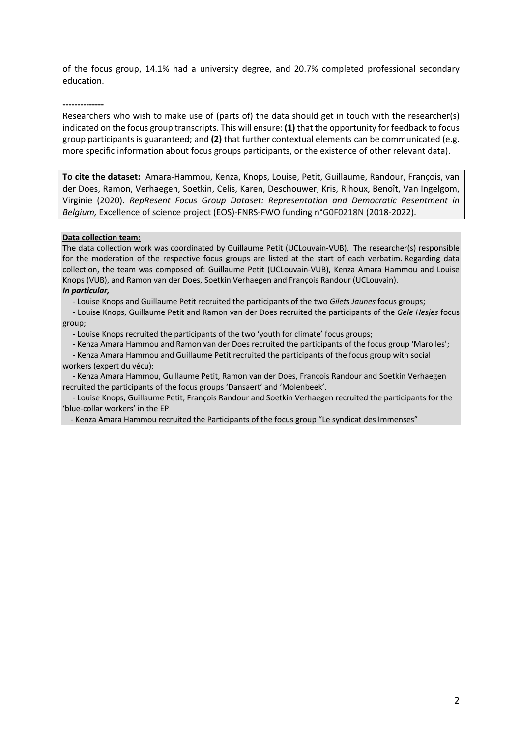of the focus group, 14.1% had a university degree, and 20.7% completed professional secondary education.

**--------------**

Researchers who wish to make use of (parts of) the data should get in touch with the researcher(s) indicated on the focus group transcripts. This will ensure: **(1)** that the opportunity for feedback to focus group participants is guaranteed; and **(2)** that further contextual elements can be communicated (e.g. more specific information about focus groups participants, or the existence of other relevant data).

**To cite the dataset:** Amara-Hammou, Kenza, Knops, Louise, Petit, Guillaume, Randour, François, van der Does, Ramon, Verhaegen, Soetkin, Celis, Karen, Deschouwer, Kris, Rihoux, Benoît, Van Ingelgom, Virginie (2020). *RepResent Focus Group Dataset: Representation and Democratic Resentment in Belgium,* Excellence of science project (EOS)-FNRS-FWO funding n°G0F0218N (2018-2022).

**Data collection team:**

The data collection work was coordinated by Guillaume Petit (UCLouvain-VUB). The researcher(s) responsible for the moderation of the respective focus groups are listed at the start of each verbatim. Regarding data collection, the team was composed of: Guillaume Petit (UCLouvain-VUB), Kenza Amara Hammou and Louise Knops (VUB), and Ramon van der Does, Soetkin Verhaegen and François Randour (UCLouvain).

***In particular,***

- Louise Knops and Guillaume Petit recruited the participants of the two *Gilets Jaunes* focus groups;
- Louise Knops, Guillaume Petit and Ramon van der Does recruited the participants of the *Gele Hesjes* focus group;
- Louise Knops recruited the participants of the two 'youth for climate' focus groups;
- Kenza Amara Hammou and Ramon van der Does recruited the participants of the focus group 'Marolles';
- Kenza Amara Hammou and Guillaume Petit recruited the participants of the focus group with social workers (expert du vécu);
- Kenza Amara Hammou, Guillaume Petit, Ramon van der Does, François Randour and Soetkin Verhaegen recruited the participants of the focus groups 'Dansaert' and 'Molenbeek'.
- Louise Knops, Guillaume Petit, François Randour and Soetkin Verhaegen recruited the participants for the 'blue-collar workers' in the EP
- Kenza Amara Hammou recruited the Participants of the focus group "Le syndicat des Immenses"